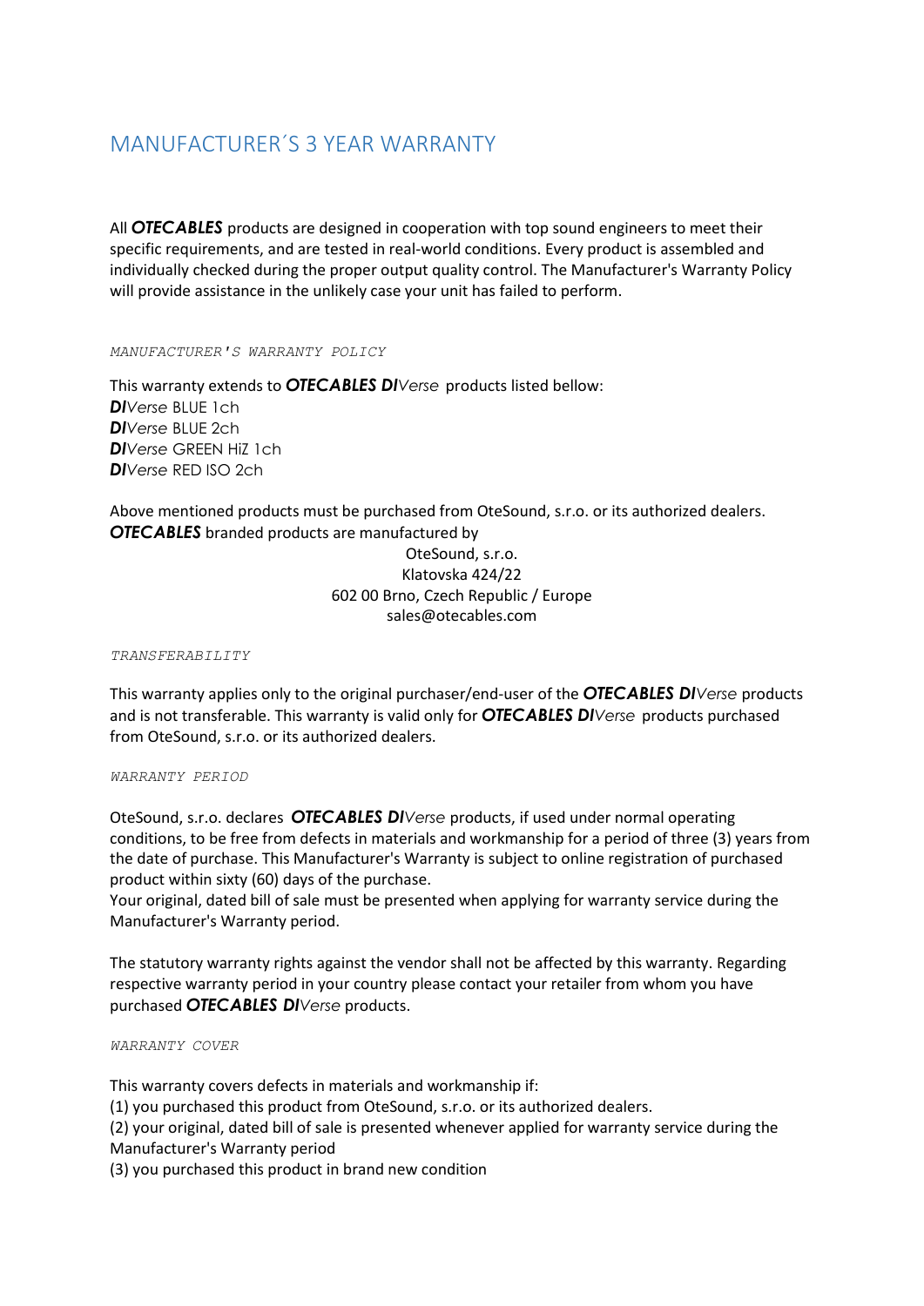# MANUFACTURER´S 3 YEAR WARRANTY

All ***OTECABLES*** products are designed in cooperation with top sound engineers to meet their specific requirements, and are tested in real-world conditions. Every product is assembled and individually checked during the proper output quality control. The Manufacturer's Warranty Policy will provide assistance in the unlikely case your unit has failed to perform.

*MANUFACTURER'S WARRANTY POLICY*

This warranty extends to ***OTECABLES DI****Verse* products listed bellow:
***DI****Verse* BLUE 1ch
***DI****Verse* BLUE 2ch
***DI****Verse* GREEN HiZ 1ch
***DI****Verse* RED ISO 2ch

Above mentioned products must be purchased from OteSound, s.r.o. or its authorized dealers.
***OTECABLES*** branded products are manufactured by

OteSound, s.r.o.
Klatovska 424/22
602 00 Brno, Czech Republic / Europe
sales@otecables.com

*TRANSFERABILITY*

This warranty applies only to the original purchaser/end-user of the ***OTECABLES DI****Verse* products and is not transferable. This warranty is valid only for ***OTECABLES DI****Verse* products purchased from OteSound, s.r.o. or its authorized dealers.

*WARRANTY PERIOD*

OteSound, s.r.o. declares ***OTECABLES DI****Verse* products, if used under normal operating conditions, to be free from defects in materials and workmanship for a period of three (3) years from the date of purchase. This Manufacturer's Warranty is subject to online registration of purchased product within sixty (60) days of the purchase.
Your original, dated bill of sale must be presented when applying for warranty service during the Manufacturer's Warranty period.

The statutory warranty rights against the vendor shall not be affected by this warranty. Regarding respective warranty period in your country please contact your retailer from whom you have purchased ***OTECABLES DI****Verse* products.

*WARRANTY COVER*

This warranty covers defects in materials and workmanship if:
(1) you purchased this product from OteSound, s.r.o. or its authorized dealers.
(2) your original, dated bill of sale is presented whenever applied for warranty service during the Manufacturer's Warranty period
(3) you purchased this product in brand new condition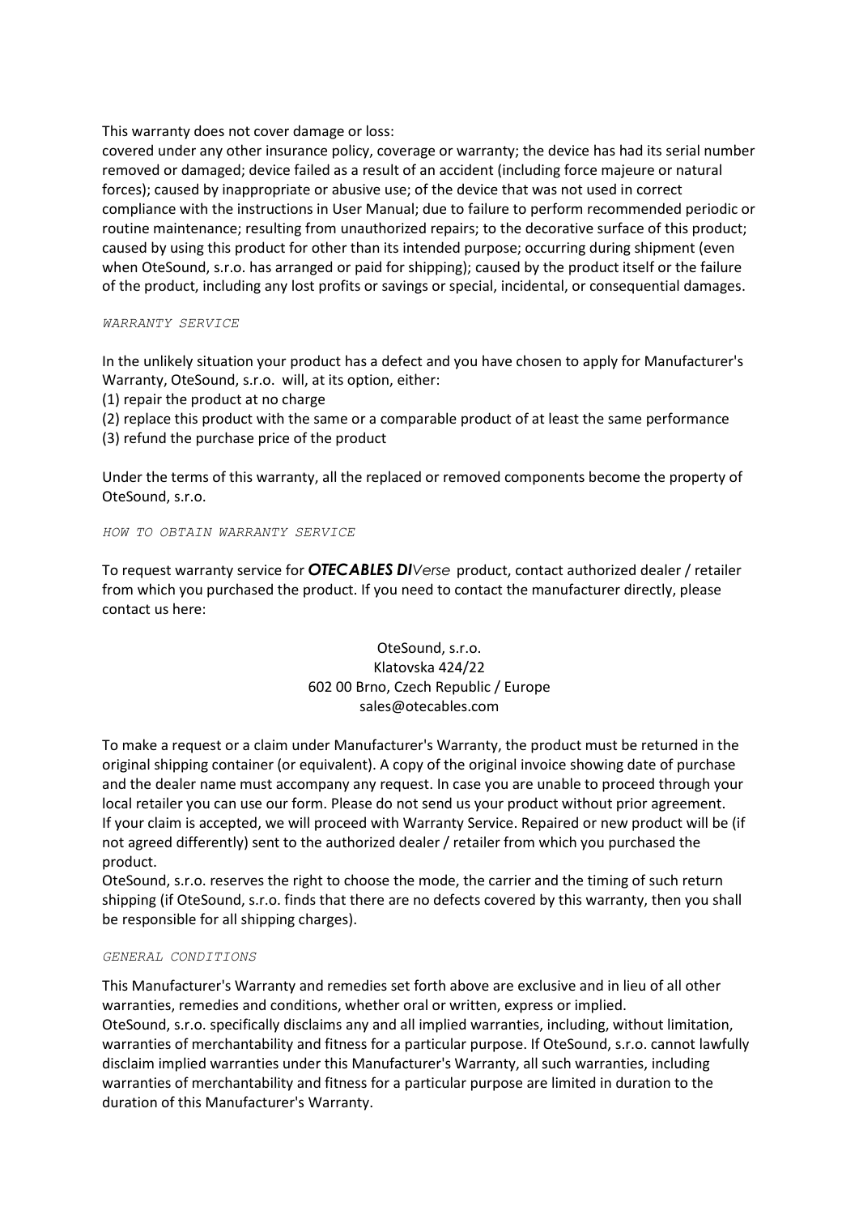This warranty does not cover damage or loss:
covered under any other insurance policy, coverage or warranty; the device has had its serial number removed or damaged; device failed as a result of an accident (including force majeure or natural forces); caused by inappropriate or abusive use; of the device that was not used in correct compliance with the instructions in User Manual; due to failure to perform recommended periodic or routine maintenance; resulting from unauthorized repairs; to the decorative surface of this product; caused by using this product for other than its intended purpose; occurring during shipment (even when OteSound, s.r.o. has arranged or paid for shipping); caused by the product itself or the failure of the product, including any lost profits or savings or special, incidental, or consequential damages.

### *WARRANTY SERVICE*

In the unlikely situation your product has a defect and you have chosen to apply for Manufacturer's Warranty, OteSound, s.r.o. will, at its option, either:
(1) repair the product at no charge
(2) replace this product with the same or a comparable product of at least the same performance
(3) refund the purchase price of the product

Under the terms of this warranty, all the replaced or removed components become the property of OteSound, s.r.o.

### *HOW TO OBTAIN WARRANTY SERVICE*

To request warranty service for ***OTECABLES DI****Verse* product, contact authorized dealer / retailer from which you purchased the product. If you need to contact the manufacturer directly, please contact us here:

OteSound, s.r.o.
Klatovska 424/22
602 00 Brno, Czech Republic / Europe
sales@otecables.com

To make a request or a claim under Manufacturer's Warranty, the product must be returned in the original shipping container (or equivalent). A copy of the original invoice showing date of purchase and the dealer name must accompany any request. In case you are unable to proceed through your local retailer you can use our form. Please do not send us your product without prior agreement.
If your claim is accepted, we will proceed with Warranty Service. Repaired or new product will be (if not agreed differently) sent to the authorized dealer / retailer from which you purchased the product.
OteSound, s.r.o. reserves the right to choose the mode, the carrier and the timing of such return shipping (if OteSound, s.r.o. finds that there are no defects covered by this warranty, then you shall be responsible for all shipping charges).

### *GENERAL CONDITIONS*

This Manufacturer's Warranty and remedies set forth above are exclusive and in lieu of all other warranties, remedies and conditions, whether oral or written, express or implied.
OteSound, s.r.o. specifically disclaims any and all implied warranties, including, without limitation, warranties of merchantability and fitness for a particular purpose. If OteSound, s.r.o. cannot lawfully disclaim implied warranties under this Manufacturer's Warranty, all such warranties, including warranties of merchantability and fitness for a particular purpose are limited in duration to the duration of this Manufacturer's Warranty.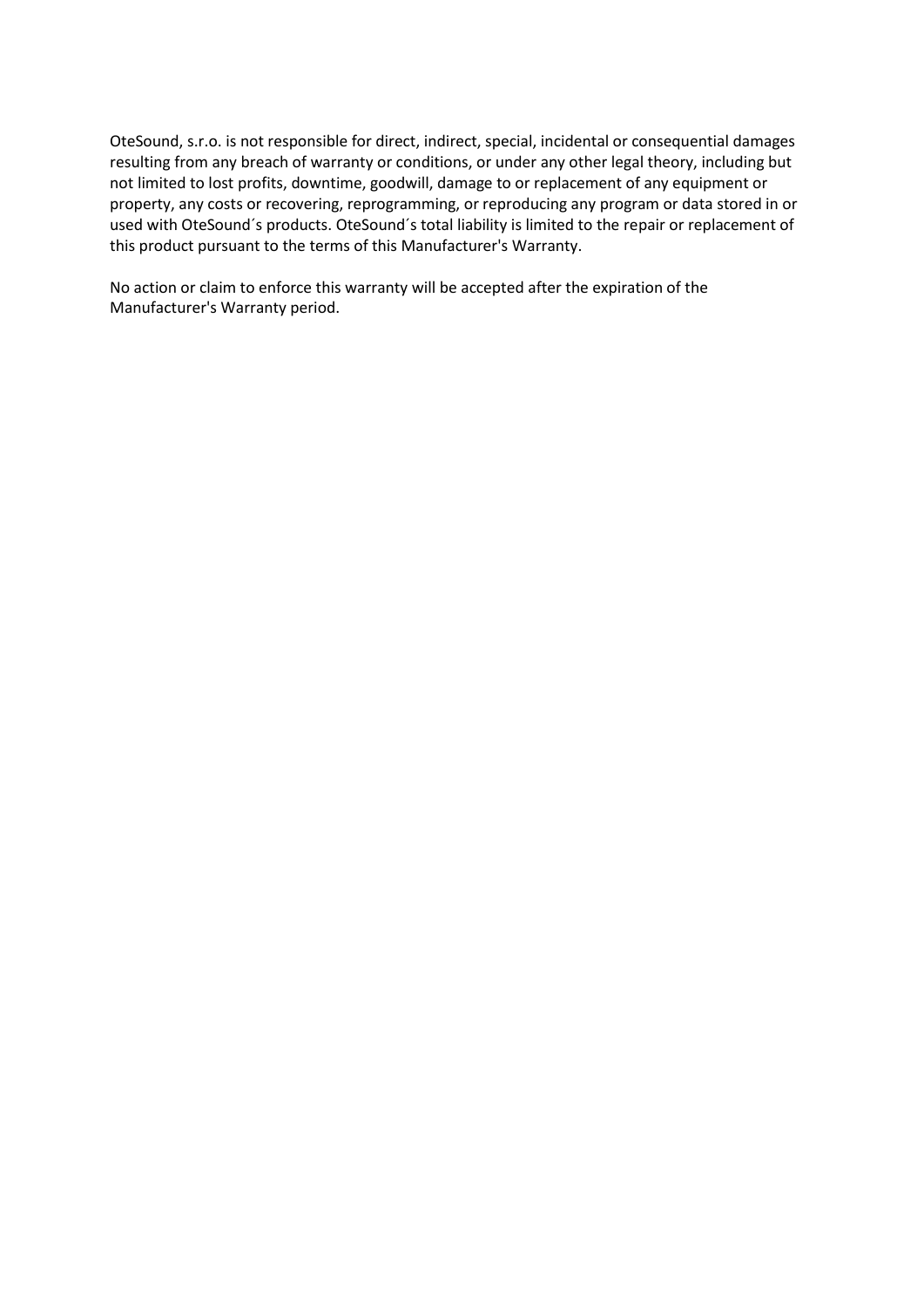OteSound, s.r.o. is not responsible for direct, indirect, special, incidental or consequential damages resulting from any breach of warranty or conditions, or under any other legal theory, including but not limited to lost profits, downtime, goodwill, damage to or replacement of any equipment or property, any costs or recovering, reprogramming, or reproducing any program or data stored in or used with OteSound´s products. OteSound´s total liability is limited to the repair or replacement of this product pursuant to the terms of this Manufacturer's Warranty.

No action or claim to enforce this warranty will be accepted after the expiration of the Manufacturer's Warranty period.